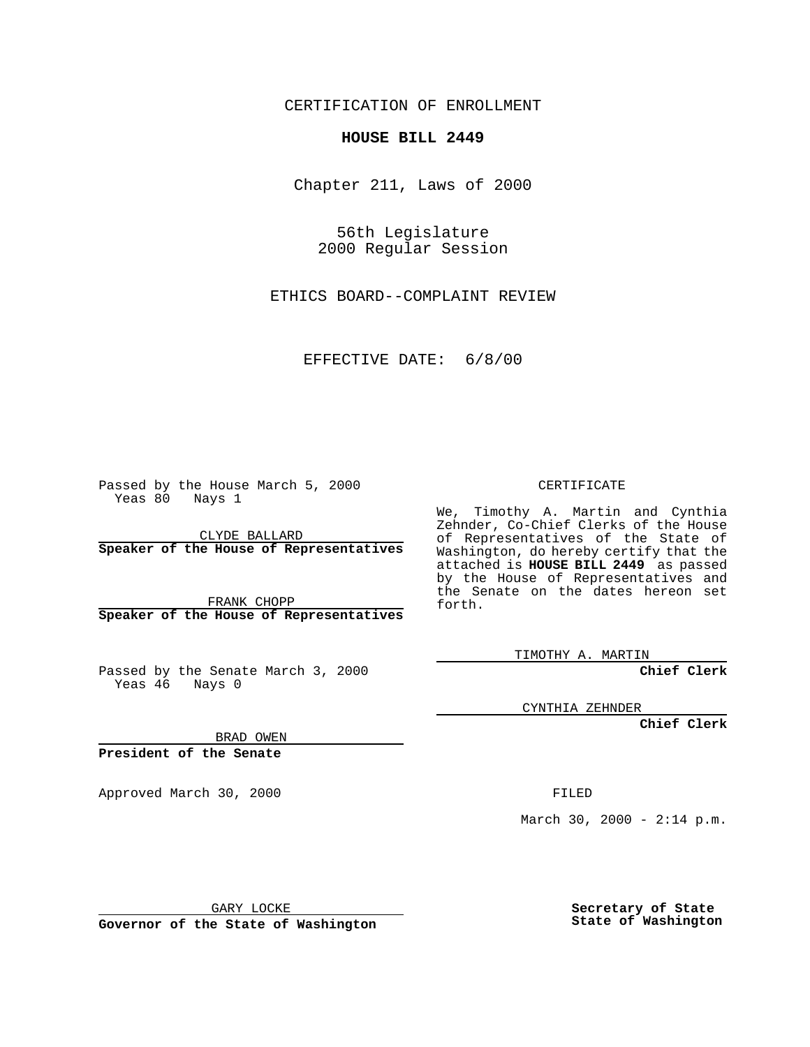CERTIFICATION OF ENROLLMENT

**HOUSE BILL 2449**

Chapter 211, Laws of 2000

56th Legislature
2000 Regular Session

ETHICS BOARD--COMPLAINT REVIEW

EFFECTIVE DATE: 6/8/00

Passed by the House March 5, 2000
Yeas 80 Nays 1

CLYDE BALLARD
**Speaker of the House of Representatives**

FRANK CHOPP
**Speaker of the House of Representatives**

Passed by the Senate March 3, 2000
Yeas 46 Nays 0

BRAD OWEN
**President of the Senate**

Approved March 30, 2000

GARY LOCKE
**Governor of the State of Washington**

CERTIFICATE

We, Timothy A. Martin and Cynthia Zehnder, Co-Chief Clerks of the House of Representatives of the State of Washington, do hereby certify that the attached is **HOUSE BILL 2449** as passed by the House of Representatives and the Senate on the dates hereon set forth.

TIMOTHY A. MARTIN
**Chief Clerk**

CYNTHIA ZEHNDER
**Chief Clerk**

FILED

March 30, 2000 - 2:14 p.m.

**Secretary of State**
**State of Washington**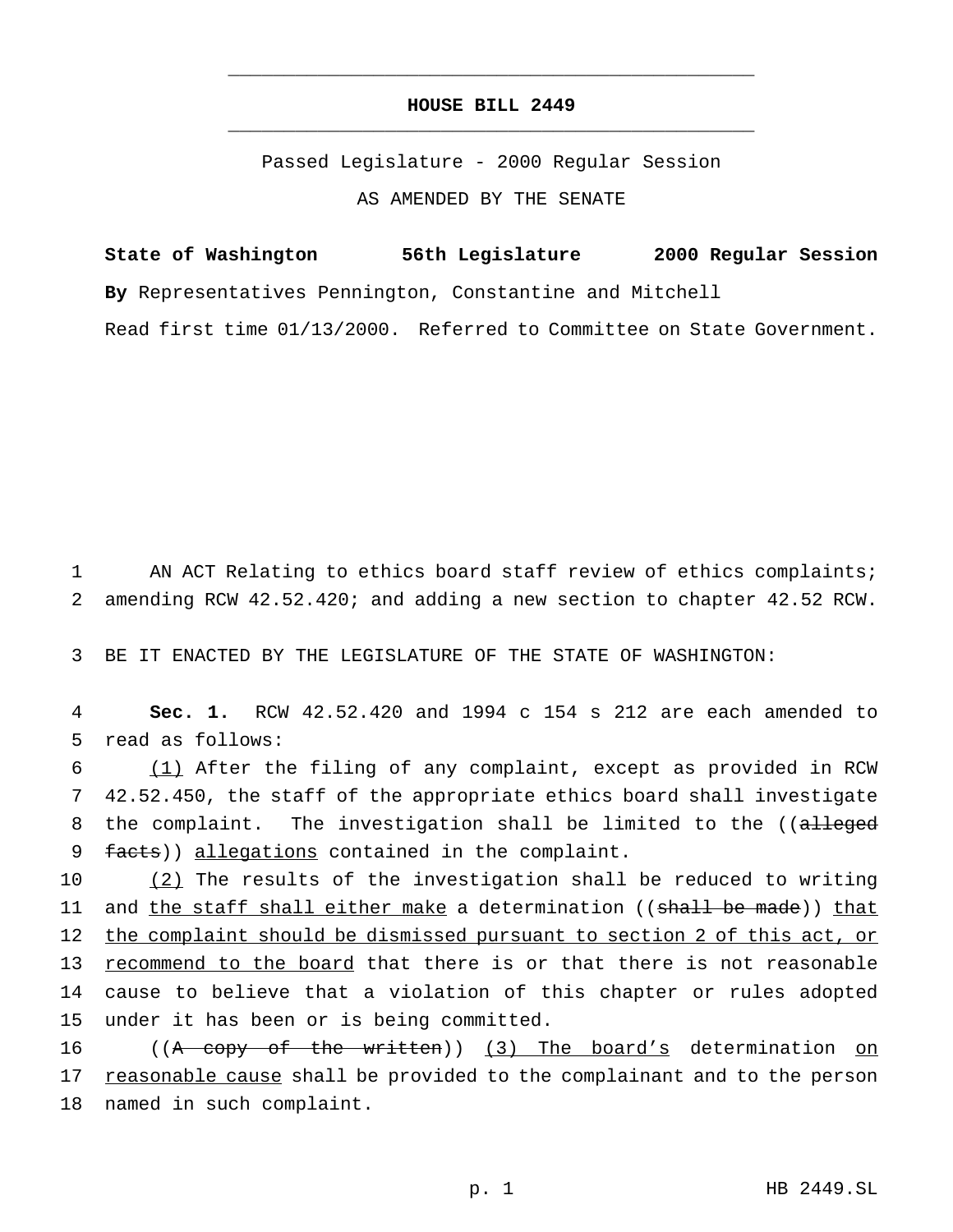**HOUSE BILL 2449**

Passed Legislature - 2000 Regular Session

AS AMENDED BY THE SENATE

**State of Washington 56th Legislature 2000 Regular Session**

**By** Representatives Pennington, Constantine and Mitchell

Read first time 01/13/2000. Referred to Committee on State Government.

1 AN ACT Relating to ethics board staff review of ethics complaints;
2 amending RCW 42.52.420; and adding a new section to chapter 42.52 RCW.

3 BE IT ENACTED BY THE LEGISLATURE OF THE STATE OF WASHINGTON:

4 **Sec. 1.** RCW 42.52.420 and 1994 c 154 s 212 are each amended to
5 read as follows:

6 (1) After the filing of any complaint, except as provided in RCW
7 42.52.450, the staff of the appropriate ethics board shall investigate
8 the complaint. The investigation shall be limited to the ((~~alleged~~
9 ~~facts~~)) allegations contained in the complaint.

10 (2) The results of the investigation shall be reduced to writing
11 and the staff shall either make a determination ((~~shall be made~~)) that
12 the complaint should be dismissed pursuant to section 2 of this act, or
13 recommend to the board that there is or that there is not reasonable
14 cause to believe that a violation of this chapter or rules adopted
15 under it has been or is being committed.

16 ((~~A copy of the written~~)) (3) The board's determination on
17 reasonable cause shall be provided to the complainant and to the person
18 named in such complaint.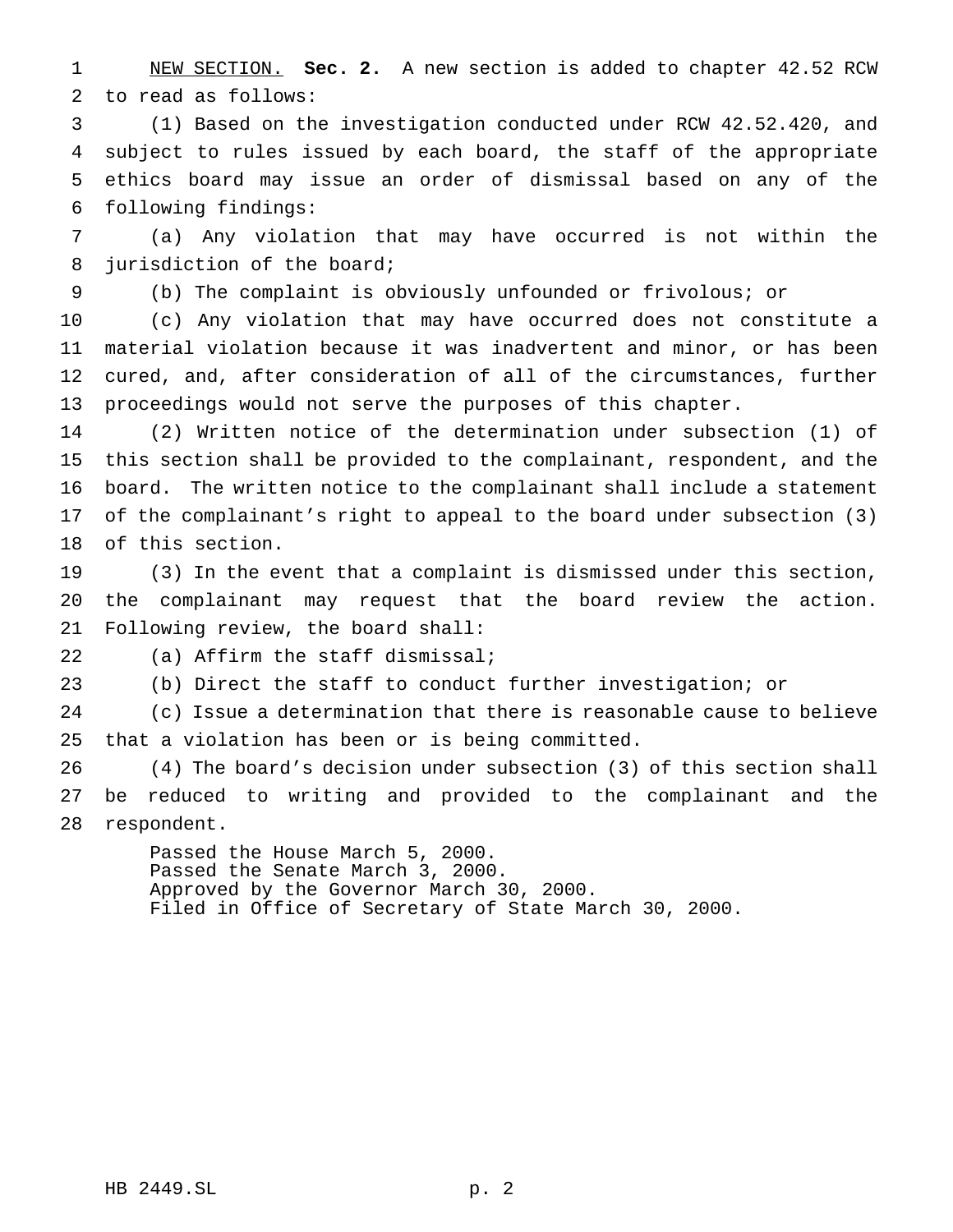NEW SECTION. **Sec. 2.** A new section is added to chapter 42.52 RCW to read as follows:

(1) Based on the investigation conducted under RCW 42.52.420, and subject to rules issued by each board, the staff of the appropriate ethics board may issue an order of dismissal based on any of the following findings:

(a) Any violation that may have occurred is not within the jurisdiction of the board;

(b) The complaint is obviously unfounded or frivolous; or

(c) Any violation that may have occurred does not constitute a material violation because it was inadvertent and minor, or has been cured, and, after consideration of all of the circumstances, further proceedings would not serve the purposes of this chapter.

(2) Written notice of the determination under subsection (1) of this section shall be provided to the complainant, respondent, and the board. The written notice to the complainant shall include a statement of the complainant's right to appeal to the board under subsection (3) of this section.

(3) In the event that a complaint is dismissed under this section, the complainant may request that the board review the action. Following review, the board shall:

(a) Affirm the staff dismissal;

(b) Direct the staff to conduct further investigation; or

(c) Issue a determination that there is reasonable cause to believe that a violation has been or is being committed.

(4) The board's decision under subsection (3) of this section shall be reduced to writing and provided to the complainant and the respondent.

Passed the House March 5, 2000.
Passed the Senate March 3, 2000.
Approved by the Governor March 30, 2000.
Filed in Office of Secretary of State March 30, 2000.